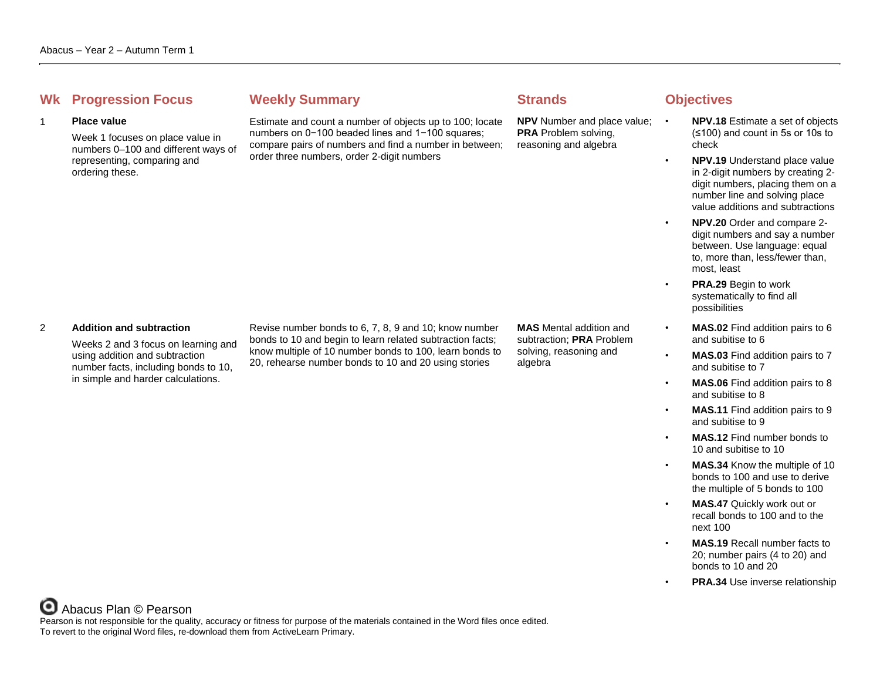| Wk | Progression Focus | Weekly Summary | Strands | Objectives |
| --- | --- | --- | --- | --- |
| 1 | **Place value**<br><br>Week 1 focuses on place value in numbers 0–100 and different ways of representing, comparing and ordering these. | Estimate and count a number of objects up to 100; locate numbers on 0−100 beaded lines and 1−100 squares; compare pairs of numbers and find a number in between; order three numbers, order 2-digit numbers | **NPV** Number and place value; **PRA** Problem solving, reasoning and algebra | • **NPV.18** Estimate a set of objects (≤100) and count in 5s or 10s to check<br>• **NPV.19** Understand place value in 2-digit numbers by creating 2-digit numbers, placing them on a number line and solving place value additions and subtractions<br>• **NPV.20** Order and compare 2-digit numbers and say a number between. Use language: equal to, more than, less/fewer than, most, least<br>• **PRA.29** Begin to work systematically to find all possibilities |
| 2 | **Addition and subtraction**<br><br>Weeks 2 and 3 focus on learning and using addition and subtraction number facts, including bonds to 10, in simple and harder calculations. | Revise number bonds to 6, 7, 8, 9 and 10; know number bonds to 10 and begin to learn related subtraction facts; know multiple of 10 number bonds to 100, learn bonds to 20, rehearse number bonds to 10 and 20 using stories | **MAS** Mental addition and subtraction; **PRA** Problem solving, reasoning and algebra | • **MAS.02** Find addition pairs to 6 and subitise to 6<br>• **MAS.03** Find addition pairs to 7 and subitise to 7<br>• **MAS.06** Find addition pairs to 8 and subitise to 8<br>• **MAS.11** Find addition pairs to 9 and subitise to 9<br>• **MAS.12** Find number bonds to 10 and subitise to 10<br>• **MAS.34** Know the multiple of 10 bonds to 100 and use to derive the multiple of 5 bonds to 100<br>• **MAS.47** Quickly work out or recall bonds to 100 and to the next 100<br>• **MAS.19** Recall number facts to 20; number pairs (4 to 20) and bonds to 10 and 20<br>• **PRA.34** Use inverse relationship |

Abacus Plan © Pearson

Pearson is not responsible for the quality, accuracy or fitness for purpose of the materials contained in the Word files once edited.
To revert to the original Word files, re-download them from ActiveLearn Primary.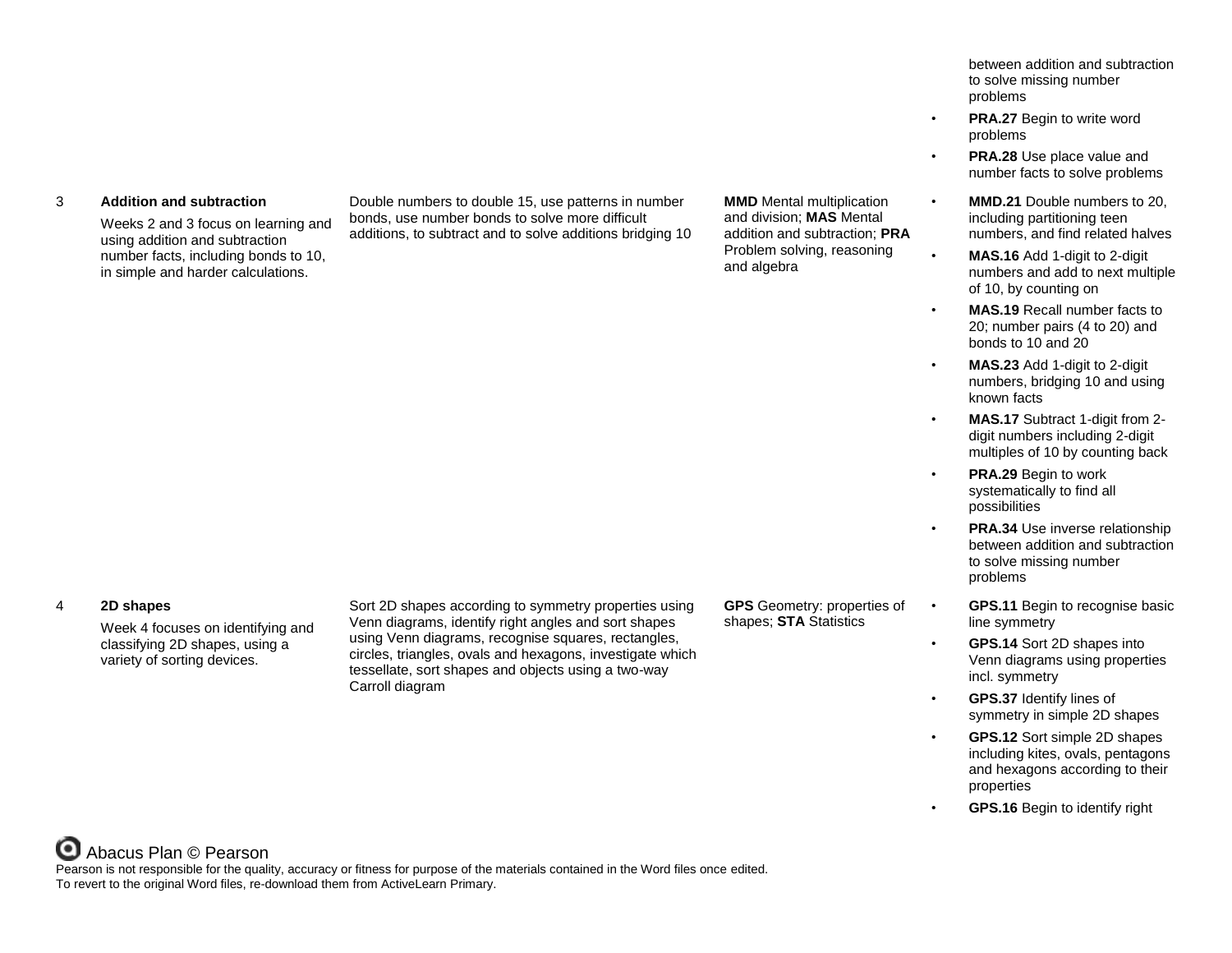| | | | | |
|---|---|---|---|---|
| | | | | between addition and subtraction to solve missing number problems<br>• **PRA.27** Begin to write word problems<br>• **PRA.28** Use place value and number facts to solve problems |
| 3 | **Addition and subtraction**<br>Weeks 2 and 3 focus on learning and using addition and subtraction number facts, including bonds to 10, in simple and harder calculations. | Double numbers to double 15, use patterns in number bonds, use number bonds to solve more difficult additions, to subtract and to solve additions bridging 10 | **MMD** Mental multiplication and division; **MAS** Mental addition and subtraction; **PRA** Problem solving, reasoning and algebra | • **MMD.21** Double numbers to 20, including partitioning teen numbers, and find related halves<br>• **MAS.16** Add 1-digit to 2-digit numbers and add to next multiple of 10, by counting on<br>• **MAS.19** Recall number facts to 20; number pairs (4 to 20) and bonds to 10 and 20<br>• **MAS.23** Add 1-digit to 2-digit numbers, bridging 10 and using known facts<br>• **MAS.17** Subtract 1-digit from 2-digit numbers including 2-digit multiples of 10 by counting back<br>• **PRA.29** Begin to work systematically to find all possibilities<br>• **PRA.34** Use inverse relationship between addition and subtraction to solve missing number problems |
| 4 | **2D shapes**<br>Week 4 focuses on identifying and classifying 2D shapes, using a variety of sorting devices. | Sort 2D shapes according to symmetry properties using Venn diagrams, identify right angles and sort shapes using Venn diagrams, recognise squares, rectangles, circles, triangles, ovals and hexagons, investigate which tessellate, sort shapes and objects using a two-way Carroll diagram | **GPS** Geometry: properties of shapes; **STA** Statistics | • **GPS.11** Begin to recognise basic line symmetry<br>• **GPS.14** Sort 2D shapes into Venn diagrams using properties incl. symmetry<br>• **GPS.37** Identify lines of symmetry in simple 2D shapes<br>• **GPS.12** Sort simple 2D shapes including kites, ovals, pentagons and hexagons according to their properties<br>• **GPS.16** Begin to identify right |

Abacus Plan © Pearson

Pearson is not responsible for the quality, accuracy or fitness for purpose of the materials contained in the Word files once edited.
To revert to the original Word files, re-download them from ActiveLearn Primary.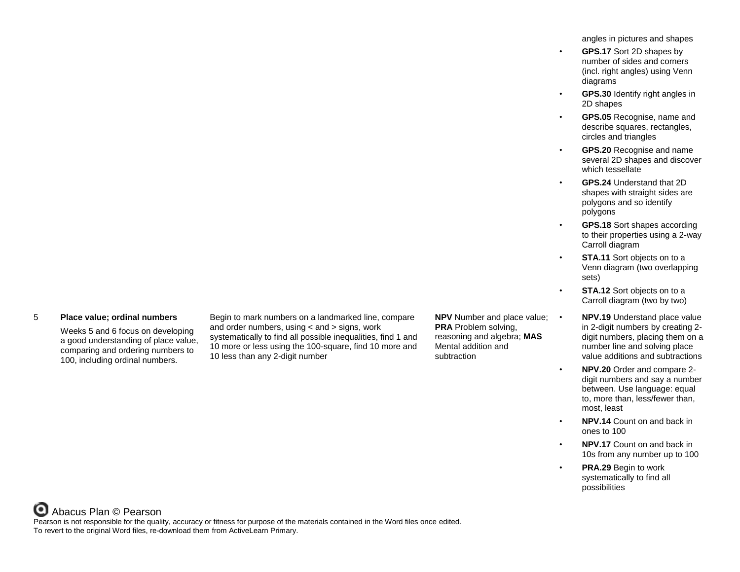| | | | | |
|---|---|---|---|---|
| | | | | angles in pictures and shapes<br>• **GPS.17** Sort 2D shapes by number of sides and corners (incl. right angles) using Venn diagrams<br>• **GPS.30** Identify right angles in 2D shapes<br>• **GPS.05** Recognise, name and describe squares, rectangles, circles and triangles<br>• **GPS.20** Recognise and name several 2D shapes and discover which tessellate<br>• **GPS.24** Understand that 2D shapes with straight sides are polygons and so identify polygons<br>• **GPS.18** Sort shapes according to their properties using a 2-way Carroll diagram<br>• **STA.11** Sort objects on to a Venn diagram (two overlapping sets)<br>• **STA.12** Sort objects on to a Carroll diagram (two by two) |
| 5 | **Place value; ordinal numbers**<br><br>Weeks 5 and 6 focus on developing a good understanding of place value, comparing and ordering numbers to 100, including ordinal numbers. | Begin to mark numbers on a landmarked line, compare and order numbers, using < and > signs, work systematically to find all possible inequalities, find 1 and 10 more or less using the 100-square, find 10 more and 10 less than any 2-digit number | **NPV** Number and place value; **PRA** Problem solving, reasoning and algebra; **MAS** Mental addition and subtraction | • **NPV.19** Understand place value in 2-digit numbers by creating 2-digit numbers, placing them on a number line and solving place value additions and subtractions<br>• **NPV.20** Order and compare 2-digit numbers and say a number between. Use language: equal to, more than, less/fewer than, most, least<br>• **NPV.14** Count on and back in ones to 100<br>• **NPV.17** Count on and back in 10s from any number up to 100<br>• **PRA.29** Begin to work systematically to find all possibilities |

Abacus Plan © Pearson

Pearson is not responsible for the quality, accuracy or fitness for purpose of the materials contained in the Word files once edited.
To revert to the original Word files, re-download them from ActiveLearn Primary.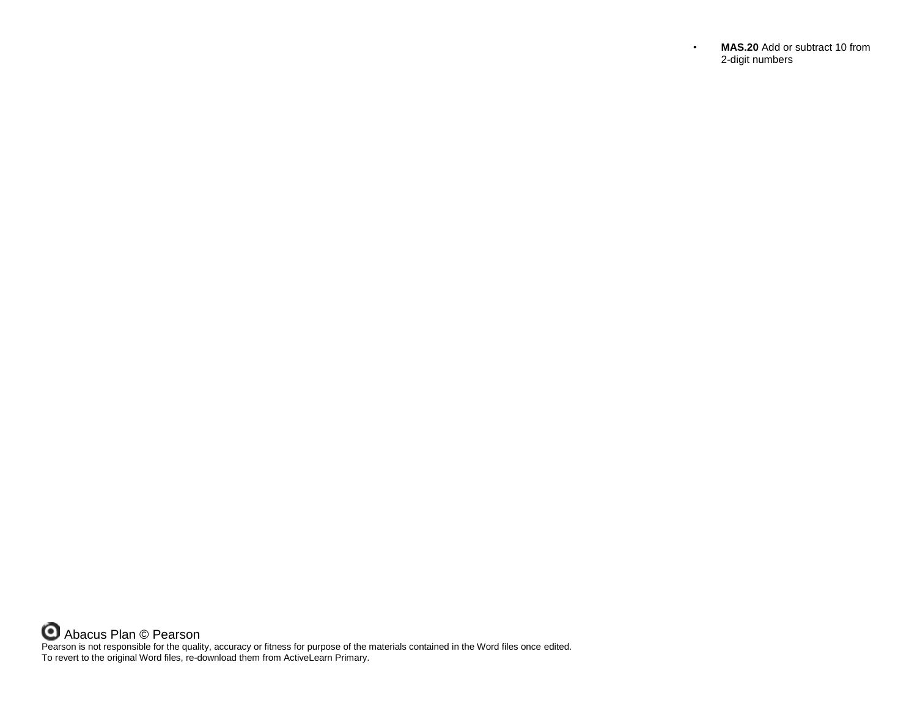- **MAS.20** Add or subtract 10 from 2-digit numbers

Abacus Plan © Pearson

Pearson is not responsible for the quality, accuracy or fitness for purpose of the materials contained in the Word files once edited.
To revert to the original Word files, re-download them from ActiveLearn Primary.